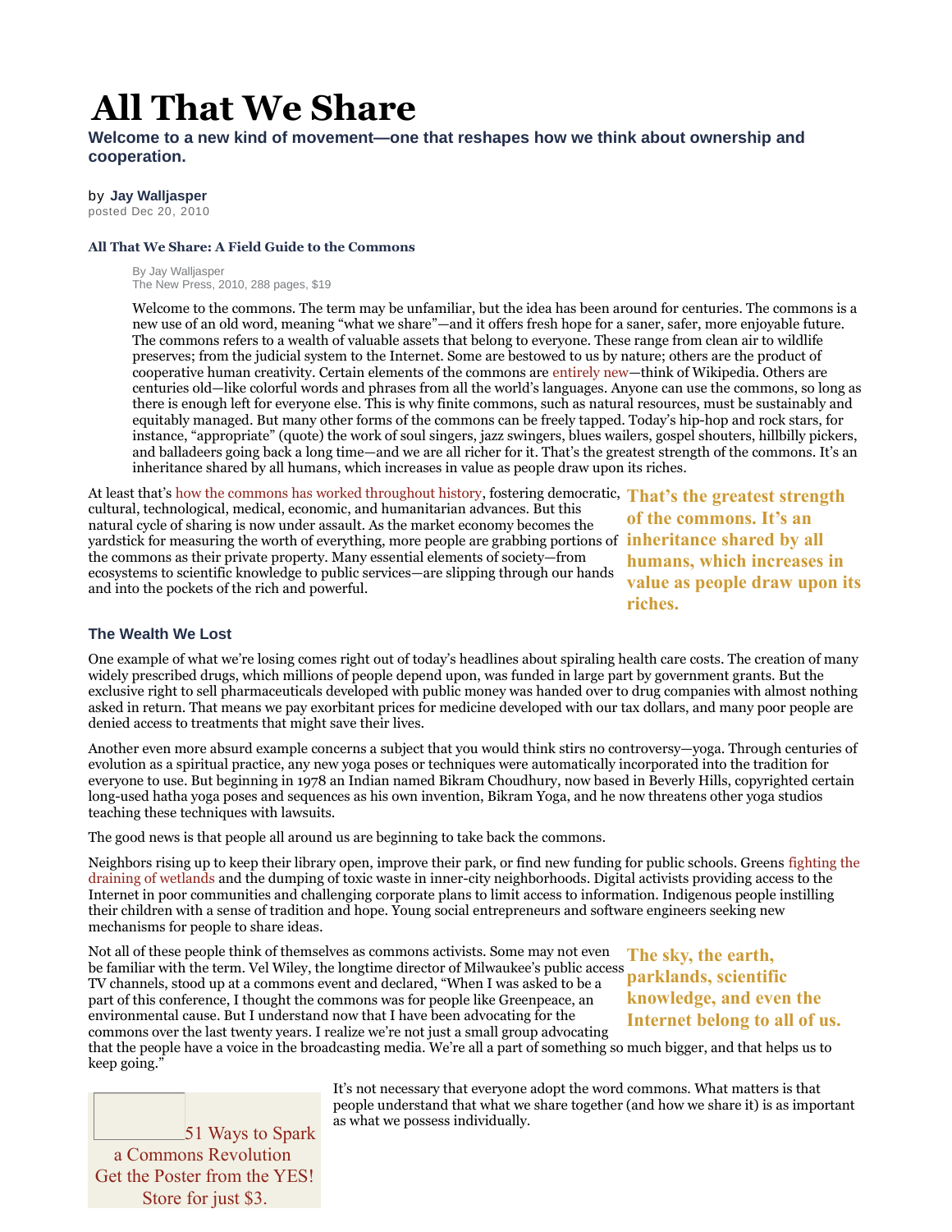# All That We Share

**Welcome to a new kind of movement—one that reshapes how we think about ownership and cooperation.**

by **Jay Walljasper**
posted Dec 20, 2010

**All That We Share: A Field Guide to the Commons**

> By Jay Walljasper
> The New Press, 2010, 288 pages, $19
>
> Welcome to the commons. The term may be unfamiliar, but the idea has been around for centuries. The commons is a new use of an old word, meaning "what we share"—and it offers fresh hope for a saner, safer, more enjoyable future. The commons refers to a wealth of valuable assets that belong to everyone. These range from clean air to wildlife preserves; from the judicial system to the Internet. Some are bestowed to us by nature; others are the product of cooperative human creativity. Certain elements of the commons are entirely new—think of Wikipedia. Others are centuries old—like colorful words and phrases from all the world's languages. Anyone can use the commons, so long as there is enough left for everyone else. This is why finite commons, such as natural resources, must be sustainably and equitably managed. But many other forms of the commons can be freely tapped. Today's hip-hop and rock stars, for instance, "appropriate" (quote) the work of soul singers, jazz swingers, blues wailers, gospel shouters, hillbilly pickers, and balladeers going back a long time—and we are all richer for it. That's the greatest strength of the commons. It's an inheritance shared by all humans, which increases in value as people draw upon its riches.

At least that's how the commons has worked throughout history, fostering democratic, cultural, technological, medical, economic, and humanitarian advances. But this natural cycle of sharing is now under assault. As the market economy becomes the yardstick for measuring the worth of everything, more people are grabbing portions of the commons as their private property. Many essential elements of society—from ecosystems to scientific knowledge to public services—are slipping through our hands and into the pockets of the rich and powerful.

**That's the greatest strength of the commons. It's an inheritance shared by all humans, which increases in value as people draw upon its riches.**

### The Wealth We Lost

One example of what we're losing comes right out of today's headlines about spiraling health care costs. The creation of many widely prescribed drugs, which millions of people depend upon, was funded in large part by government grants. But the exclusive right to sell pharmaceuticals developed with public money was handed over to drug companies with almost nothing asked in return. That means we pay exorbitant prices for medicine developed with our tax dollars, and many poor people are denied access to treatments that might save their lives.

Another even more absurd example concerns a subject that you would think stirs no controversy—yoga. Through centuries of evolution as a spiritual practice, any new yoga poses or techniques were automatically incorporated into the tradition for everyone to use. But beginning in 1978 an Indian named Bikram Choudhury, now based in Beverly Hills, copyrighted certain long-used hatha yoga poses and sequences as his own invention, Bikram Yoga, and he now threatens other yoga studios teaching these techniques with lawsuits.

The good news is that people all around us are beginning to take back the commons.

Neighbors rising up to keep their library open, improve their park, or find new funding for public schools. Greens fighting the draining of wetlands and the dumping of toxic waste in inner-city neighborhoods. Digital activists providing access to the Internet in poor communities and challenging corporate plans to limit access to information. Indigenous people instilling their children with a sense of tradition and hope. Young social entrepreneurs and software engineers seeking new mechanisms for people to share ideas.

Not all of these people think of themselves as commons activists. Some may not even be familiar with the term. Vel Wiley, the longtime director of Milwaukee's public access TV channels, stood up at a commons event and declared, "When I was asked to be a part of this conference, I thought the commons was for people like Greenpeace, an environmental cause. But I understand now that I have been advocating for the commons over the last twenty years. I realize we're not just a small group advocating that the people have a voice in the broadcasting media. We're all a part of something so much bigger, and that helps us to keep going."

**The sky, the earth, parklands, scientific knowledge, and even the Internet belong to all of us.**

51 Ways to Spark a Commons Revolution
Get the Poster from the YES! Store for just $3.

It's not necessary that everyone adopt the word commons. What matters is that people understand that what we share together (and how we share it) is as important as what we possess individually.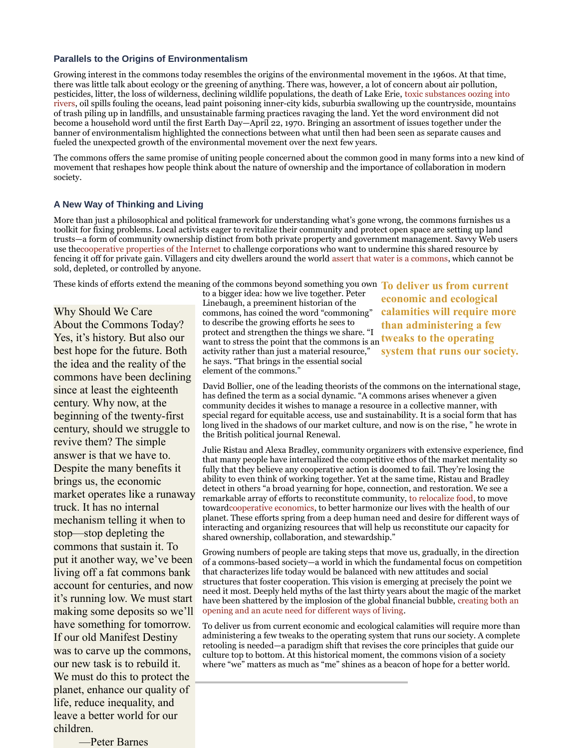### Parallels to the Origins of Environmentalism

Growing interest in the commons today resembles the origins of the environmental movement in the 1960s. At that time, there was little talk about ecology or the greening of anything. There was, however, a lot of concern about air pollution, pesticides, litter, the loss of wilderness, declining wildlife populations, the death of Lake Erie, toxic substances oozing into rivers, oil spills fouling the oceans, lead paint poisoning inner-city kids, suburbia swallowing up the countryside, mountains of trash piling up in landfills, and unsustainable farming practices ravaging the land. Yet the word environment did not become a household word until the first Earth Day—April 22, 1970. Bringing an assortment of issues together under the banner of environmentalism highlighted the connections between what until then had been seen as separate causes and fueled the unexpected growth of the environmental movement over the next few years.

The commons offers the same promise of uniting people concerned about the common good in many forms into a new kind of movement that reshapes how people think about the nature of ownership and the importance of collaboration in modern society.

### A New Way of Thinking and Living

More than just a philosophical and political framework for understanding what's gone wrong, the commons furnishes us a toolkit for fixing problems. Local activists eager to revitalize their community and protect open space are setting up land trusts—a form of community ownership distinct from both private property and government management. Savvy Web users use thecooperative properties of the Internet to challenge corporations who want to undermine this shared resource by fencing it off for private gain. Villagers and city dwellers around the world assert that water is a commons, which cannot be sold, depleted, or controlled by anyone.

These kinds of efforts extend the meaning of the commons beyond something you own to a bigger idea: how we live together. Peter Linebaugh, a preeminent historian of the commons, has coined the word "commoning" to describe the growing efforts he sees to protect and strengthen the things we share. "I want to stress the point that the commons is an activity rather than just a material resource," he says. "That brings in the essential social element of the commons."

**To deliver us from current economic and ecological calamities will require more than administering a few tweaks to the operating system that runs our society.**

David Bollier, one of the leading theorists of the commons on the international stage, has defined the term as a social dynamic. "A commons arises whenever a given community decides it wishes to manage a resource in a collective manner, with special regard for equitable access, use and sustainability. It is a social form that has long lived in the shadows of our market culture, and now is on the rise, " he wrote in the British political journal Renewal.

Julie Ristau and Alexa Bradley, community organizers with extensive experience, find that many people have internalized the competitive ethos of the market mentality so fully that they believe any cooperative action is doomed to fail. They're losing the ability to even think of working together. Yet at the same time, Ristau and Bradley detect in others "a broad yearning for hope, connection, and restoration. We see a remarkable array of efforts to reconstitute community, to relocalize food, to move towardcooperative economics, to better harmonize our lives with the health of our planet. These efforts spring from a deep human need and desire for different ways of interacting and organizing resources that will help us reconstitute our capacity for shared ownership, collaboration, and stewardship."

Growing numbers of people are taking steps that move us, gradually, in the direction of a commons-based society—a world in which the fundamental focus on competition that characterizes life today would be balanced with new attitudes and social structures that foster cooperation. This vision is emerging at precisely the point we need it most. Deeply held myths of the last thirty years about the magic of the market have been shattered by the implosion of the global financial bubble, creating both an opening and an acute need for different ways of living.

To deliver us from current economic and ecological calamities will require more than administering a few tweaks to the operating system that runs our society. A complete retooling is needed—a paradigm shift that revises the core principles that guide our culture top to bottom. At this historical moment, the commons vision of a society where "we" matters as much as "me" shines as a beacon of hope for a better world.

---

Why Should We Care About the Commons Today? Yes, it's history. But also our best hope for the future. Both the idea and the reality of the commons have been declining since at least the eighteenth century. Why now, at the beginning of the twenty-first century, should we struggle to revive them? The simple answer is that we have to. Despite the many benefits it brings us, the economic market operates like a runaway truck. It has no internal mechanism telling it when to stop—stop depleting the commons that sustain it. To put it another way, we've been living off a fat commons bank account for centuries, and now it's running low. We must start making some deposits so we'll have something for tomorrow. If our old Manifest Destiny was to carve up the commons, our new task is to rebuild it. We must do this to protect the planet, enhance our quality of life, reduce inequality, and leave a better world for our children.

—Peter Barnes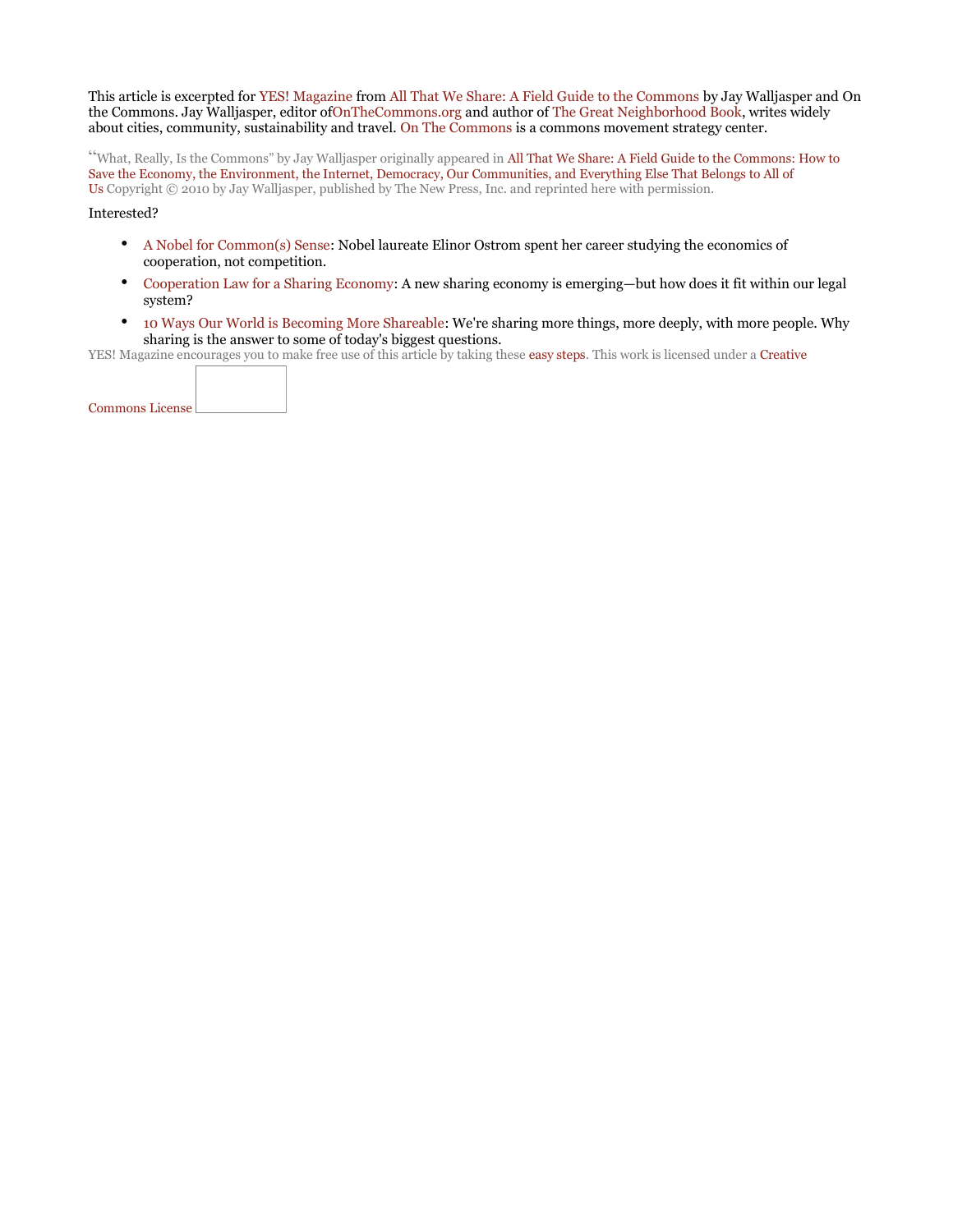This article is excerpted for YES! Magazine from All That We Share: A Field Guide to the Commons by Jay Walljasper and On the Commons. Jay Walljasper, editor ofOnTheCommons.org and author of The Great Neighborhood Book, writes widely about cities, community, sustainability and travel. On The Commons is a commons movement strategy center.

"What, Really, Is the Commons" by Jay Walljasper originally appeared in All That We Share: A Field Guide to the Commons: How to Save the Economy, the Environment, the Internet, Democracy, Our Communities, and Everything Else That Belongs to All of Us Copyright © 2010 by Jay Walljasper, published by The New Press, Inc. and reprinted here with permission.

Interested?

- A Nobel for Common(s) Sense: Nobel laureate Elinor Ostrom spent her career studying the economics of cooperation, not competition.
- Cooperation Law for a Sharing Economy: A new sharing economy is emerging—but how does it fit within our legal system?
- 10 Ways Our World is Becoming More Shareable: We're sharing more things, more deeply, with more people. Why sharing is the answer to some of today's biggest questions.

YES! Magazine encourages you to make free use of this article by taking these easy steps. This work is licensed under a Creative Commons License